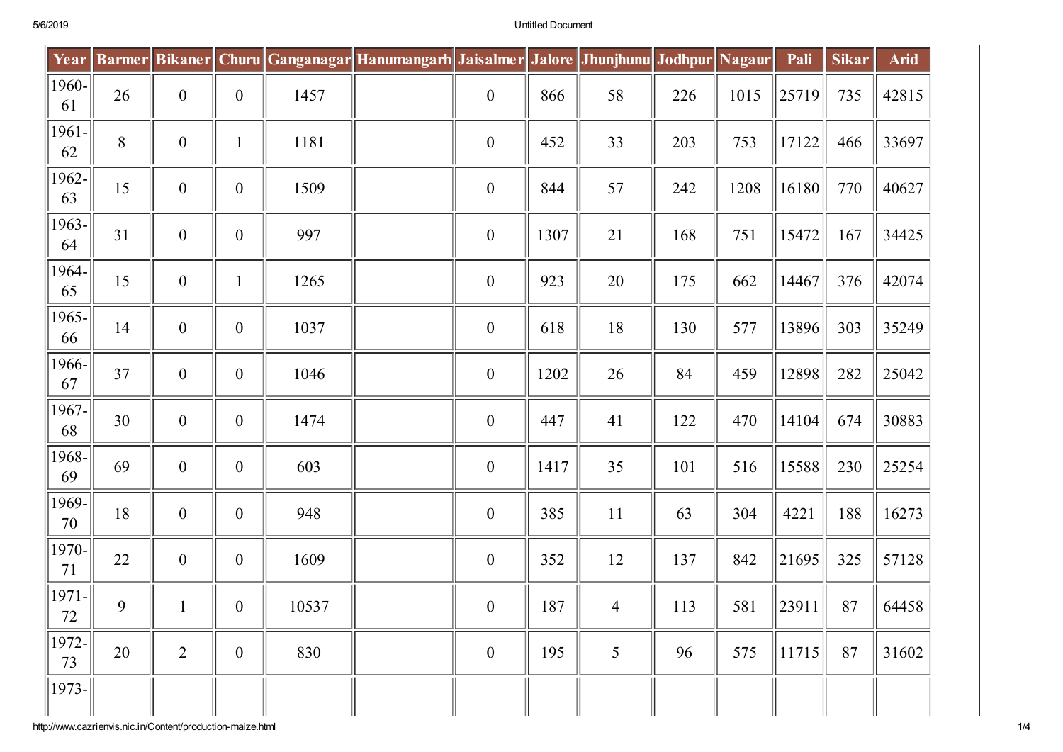| Year | Barmer | Bikaner | Churu | Ganganagar | Hanumangarh | Jaisalmer | Jalore | Jhunjhunu | Jodhpur | Nagaur | Pali | Sikar | Arid |
|---|---|---|---|---|---|---|---|---|---|---|---|---|---|
| 1960-61 | 26 | 0 | 0 | 1457 | | 0 | 866 | 58 | 226 | 1015 | 25719 | 735 | 42815 |
| 1961-62 | 8 | 0 | 1 | 1181 | | 0 | 452 | 33 | 203 | 753 | 17122 | 466 | 33697 |
| 1962-63 | 15 | 0 | 0 | 1509 | | 0 | 844 | 57 | 242 | 1208 | 16180 | 770 | 40627 |
| 1963-64 | 31 | 0 | 0 | 997 | | 0 | 1307 | 21 | 168 | 751 | 15472 | 167 | 34425 |
| 1964-65 | 15 | 0 | 1 | 1265 | | 0 | 923 | 20 | 175 | 662 | 14467 | 376 | 42074 |
| 1965-66 | 14 | 0 | 0 | 1037 | | 0 | 618 | 18 | 130 | 577 | 13896 | 303 | 35249 |
| 1966-67 | 37 | 0 | 0 | 1046 | | 0 | 1202 | 26 | 84 | 459 | 12898 | 282 | 25042 |
| 1967-68 | 30 | 0 | 0 | 1474 | | 0 | 447 | 41 | 122 | 470 | 14104 | 674 | 30883 |
| 1968-69 | 69 | 0 | 0 | 603 | | 0 | 1417 | 35 | 101 | 516 | 15588 | 230 | 25254 |
| 1969-70 | 18 | 0 | 0 | 948 | | 0 | 385 | 11 | 63 | 304 | 4221 | 188 | 16273 |
| 1970-71 | 22 | 0 | 0 | 1609 | | 0 | 352 | 12 | 137 | 842 | 21695 | 325 | 57128 |
| 1971-72 | 9 | 1 | 0 | 10537 | | 0 | 187 | 4 | 113 | 581 | 23911 | 87 | 64458 |
| 1972-73 | 20 | 2 | 0 | 830 | | 0 | 195 | 5 | 96 | 575 | 11715 | 87 | 31602 |
| 1973- | | | | | | | | | | | | | |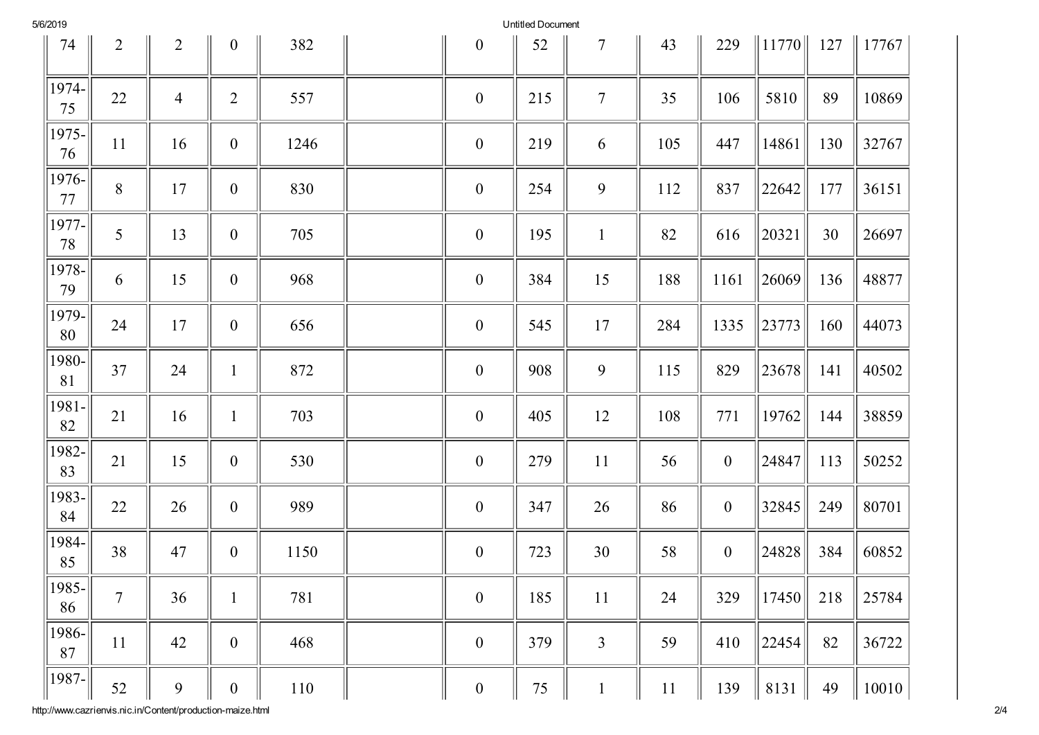| 74 | 2 | 2 | 0 | 382 | | 0 | 52 | 7 | 43 | 229 | 11770 | 127 | 17767 |
|---|---|---|---|---|---|---|---|---|---|---|---|---|---|
| 1974-75 | 22 | 4 | 2 | 557 | | 0 | 215 | 7 | 35 | 106 | 5810 | 89 | 10869 |
| 1975-76 | 11 | 16 | 0 | 1246 | | 0 | 219 | 6 | 105 | 447 | 14861 | 130 | 32767 |
| 1976-77 | 8 | 17 | 0 | 830 | | 0 | 254 | 9 | 112 | 837 | 22642 | 177 | 36151 |
| 1977-78 | 5 | 13 | 0 | 705 | | 0 | 195 | 1 | 82 | 616 | 20321 | 30 | 26697 |
| 1978-79 | 6 | 15 | 0 | 968 | | 0 | 384 | 15 | 188 | 1161 | 26069 | 136 | 48877 |
| 1979-80 | 24 | 17 | 0 | 656 | | 0 | 545 | 17 | 284 | 1335 | 23773 | 160 | 44073 |
| 1980-81 | 37 | 24 | 1 | 872 | | 0 | 908 | 9 | 115 | 829 | 23678 | 141 | 40502 |
| 1981-82 | 21 | 16 | 1 | 703 | | 0 | 405 | 12 | 108 | 771 | 19762 | 144 | 38859 |
| 1982-83 | 21 | 15 | 0 | 530 | | 0 | 279 | 11 | 56 | 0 | 24847 | 113 | 50252 |
| 1983-84 | 22 | 26 | 0 | 989 | | 0 | 347 | 26 | 86 | 0 | 32845 | 249 | 80701 |
| 1984-85 | 38 | 47 | 0 | 1150 | | 0 | 723 | 30 | 58 | 0 | 24828 | 384 | 60852 |
| 1985-86 | 7 | 36 | 1 | 781 | | 0 | 185 | 11 | 24 | 329 | 17450 | 218 | 25784 |
| 1986-87 | 11 | 42 | 0 | 468 | | 0 | 379 | 3 | 59 | 410 | 22454 | 82 | 36722 |
| 1987- | 52 | 9 | 0 | 110 | | 0 | 75 | 1 | 11 | 139 | 8131 | 49 | 10010 |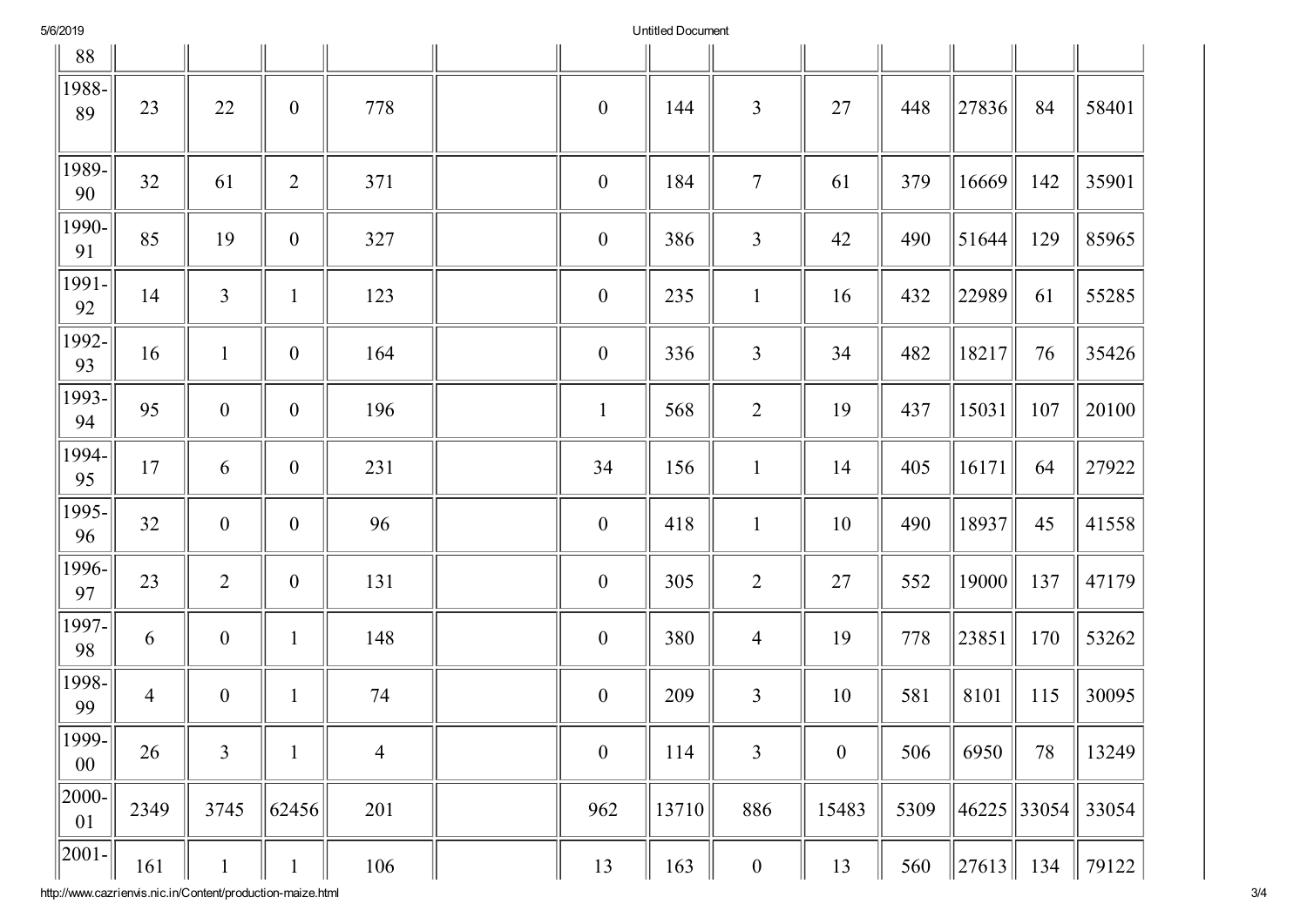| 88 | | | | | | | | | | | | | |
|---|---|---|---|---|---|---|---|---|---|---|---|---|---|
| 1988-89 | 23 | 22 | 0 | 778 | | 0 | 144 | 3 | 27 | 448 | 27836 | 84 | 58401 |
| 1989-90 | 32 | 61 | 2 | 371 | | 0 | 184 | 7 | 61 | 379 | 16669 | 142 | 35901 |
| 1990-91 | 85 | 19 | 0 | 327 | | 0 | 386 | 3 | 42 | 490 | 51644 | 129 | 85965 |
| 1991-92 | 14 | 3 | 1 | 123 | | 0 | 235 | 1 | 16 | 432 | 22989 | 61 | 55285 |
| 1992-93 | 16 | 1 | 0 | 164 | | 0 | 336 | 3 | 34 | 482 | 18217 | 76 | 35426 |
| 1993-94 | 95 | 0 | 0 | 196 | | 1 | 568 | 2 | 19 | 437 | 15031 | 107 | 20100 |
| 1994-95 | 17 | 6 | 0 | 231 | | 34 | 156 | 1 | 14 | 405 | 16171 | 64 | 27922 |
| 1995-96 | 32 | 0 | 0 | 96 | | 0 | 418 | 1 | 10 | 490 | 18937 | 45 | 41558 |
| 1996-97 | 23 | 2 | 0 | 131 | | 0 | 305 | 2 | 27 | 552 | 19000 | 137 | 47179 |
| 1997-98 | 6 | 0 | 1 | 148 | | 0 | 380 | 4 | 19 | 778 | 23851 | 170 | 53262 |
| 1998-99 | 4 | 0 | 1 | 74 | | 0 | 209 | 3 | 10 | 581 | 8101 | 115 | 30095 |
| 1999-00 | 26 | 3 | 1 | 4 | | 0 | 114 | 3 | 0 | 506 | 6950 | 78 | 13249 |
| 2000-01 | 2349 | 3745 | 62456 | 201 | | 962 | 13710 | 886 | 15483 | 5309 | 46225 | 33054 | 33054 |
| 2001- | 161 | 1 | 1 | 106 | | 13 | 163 | 0 | 13 | 560 | 27613 | 134 | 79122 |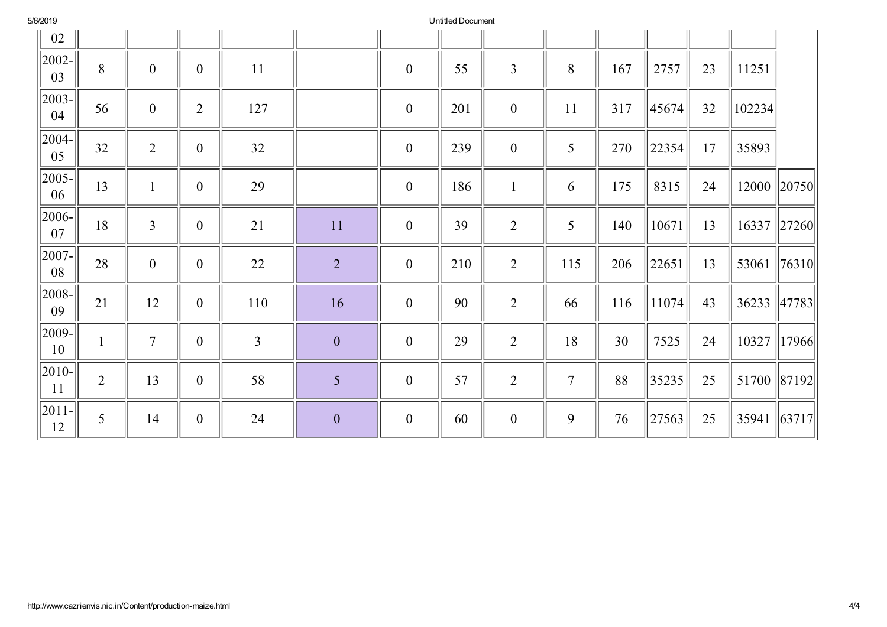| | | | | | | | | | | | | | | |
|---|---|---|---|---|---|---|---|---|---|---|---|---|---|---|
| 02 | | | | | | | | | | | | | | |
| 2002-03 | 8 | 0 | 0 | 11 | | 0 | 55 | 3 | 8 | 167 | 2757 | 23 | 11251 | |
| 2003-04 | 56 | 0 | 2 | 127 | | 0 | 201 | 0 | 11 | 317 | 45674 | 32 | 102234 | |
| 2004-05 | 32 | 2 | 0 | 32 | | 0 | 239 | 0 | 5 | 270 | 22354 | 17 | 35893 | |
| 2005-06 | 13 | 1 | 0 | 29 | | 0 | 186 | 1 | 6 | 175 | 8315 | 24 | 12000 | 20750 |
| 2006-07 | 18 | 3 | 0 | 21 | 11 | 0 | 39 | 2 | 5 | 140 | 10671 | 13 | 16337 | 27260 |
| 2007-08 | 28 | 0 | 0 | 22 | 2 | 0 | 210 | 2 | 115 | 206 | 22651 | 13 | 53061 | 76310 |
| 2008-09 | 21 | 12 | 0 | 110 | 16 | 0 | 90 | 2 | 66 | 116 | 11074 | 43 | 36233 | 47783 |
| 2009-10 | 1 | 7 | 0 | 3 | 0 | 0 | 29 | 2 | 18 | 30 | 7525 | 24 | 10327 | 17966 |
| 2010-11 | 2 | 13 | 0 | 58 | 5 | 0 | 57 | 2 | 7 | 88 | 35235 | 25 | 51700 | 87192 |
| 2011-12 | 5 | 14 | 0 | 24 | 0 | 0 | 60 | 0 | 9 | 76 | 27563 | 25 | 35941 | 63717 |